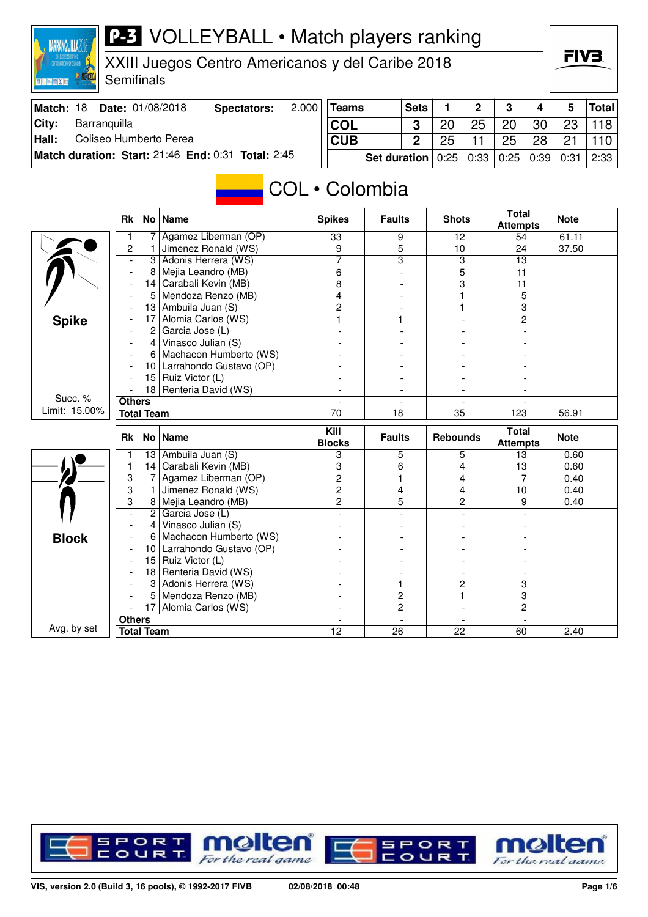# P-3 VOLLEYBALL • Match players ranking

## XXIII Juegos Centro Americanos y del Caribe 2018

Semifinals

| Match: 18 | Date: 01/08/2018 | Spectators: | 2.000 |
|---|---|---|---|
| City: | Barranquilla | | |
| Hall: | Coliseo Humberto Perea | | |
| Match duration: | Start: 21:46 | End: 0:31 | Total: 2:45 |

| Teams | Sets | 1 | 2 | 3 | 4 | 5 | Total |
|---|---|---|---|---|---|---|---|
| COL | 3 | 20 | 25 | 20 | 30 | 23 | 118 |
| CUB | 2 | 25 | 11 | 25 | 28 | 21 | 110 |
| Set duration | | 0:25 | 0:33 | 0:25 | 0:39 | 0:31 | 2:33 |

## COL • Colombia

### Spike

Succ. % Limit: 15.00%

| Rk | No | Name | Spikes | Faults | Shots | Total Attempts | Note |
|---|---|---|---|---|---|---|---|
| 1 | 7 | Agamez Liberman (OP) | 33 | 9 | 12 | 54 | 61.11 |
| 2 | 1 | Jimenez Ronald (WS) | 9 | 5 | 10 | 24 | 37.50 |
| - | 3 | Adonis Herrera (WS) | 7 | 3 | 3 | 13 | |
| - | 8 | Mejia Leandro (MB) | 6 | - | 5 | 11 | |
| - | 14 | Carabali Kevin (MB) | 8 | - | 3 | 11 | |
| - | 5 | Mendoza Renzo (MB) | 4 | - | 1 | 5 | |
| - | 13 | Ambuila Juan (S) | 2 | - | 1 | 3 | |
| - | 17 | Alomia Carlos (WS) | 1 | 1 | - | 2 | |
| - | 2 | Garcia Jose (L) | - | - | - | - | |
| - | 4 | Vinasco Julian (S) | - | - | - | - | |
| - | 6 | Machacon Humberto (WS) | - | - | - | - | |
| - | 10 | Larrahondo Gustavo (OP) | - | - | - | - | |
| - | 15 | Ruiz Victor (L) | - | - | - | - | |
| - | 18 | Renteria David (WS) | - | - | - | - | |
| Others | | | - | - | - | - | |
| Total Team | | | 70 | 18 | 35 | 123 | 56.91 |

### Block

Avg. by set

| Rk | No | Name | Kill Blocks | Faults | Rebounds | Total Attempts | Note |
|---|---|---|---|---|---|---|---|
| 1 | 13 | Ambuila Juan (S) | 3 | 5 | 5 | 13 | 0.60 |
| 1 | 14 | Carabali Kevin (MB) | 3 | 6 | 4 | 13 | 0.60 |
| 3 | 7 | Agamez Liberman (OP) | 2 | 1 | 4 | 7 | 0.40 |
| 3 | 1 | Jimenez Ronald (WS) | 2 | 4 | 4 | 10 | 0.40 |
| 3 | 8 | Mejia Leandro (MB) | 2 | 5 | 2 | 9 | 0.40 |
| - | 2 | Garcia Jose (L) | - | - | - | - | |
| - | 4 | Vinasco Julian (S) | - | - | - | - | |
| - | 6 | Machacon Humberto (WS) | - | - | - | - | |
| - | 10 | Larrahondo Gustavo (OP) | - | - | - | - | |
| - | 15 | Ruiz Victor (L) | - | - | - | - | |
| - | 18 | Renteria David (WS) | - | - | - | - | |
| - | 3 | Adonis Herrera (WS) | - | 1 | 2 | 3 | |
| - | 5 | Mendoza Renzo (MB) | - | 2 | 1 | 3 | |
| - | 17 | Alomia Carlos (WS) | - | 2 | - | 2 | |
| Others | | | - | - | - | - | |
| Total Team | | | 12 | 26 | 22 | 60 | 2.40 |

VIS, version 2.0 (Build 3, 16 pools), © 1992-2017 FIVB 02/08/2018 00:48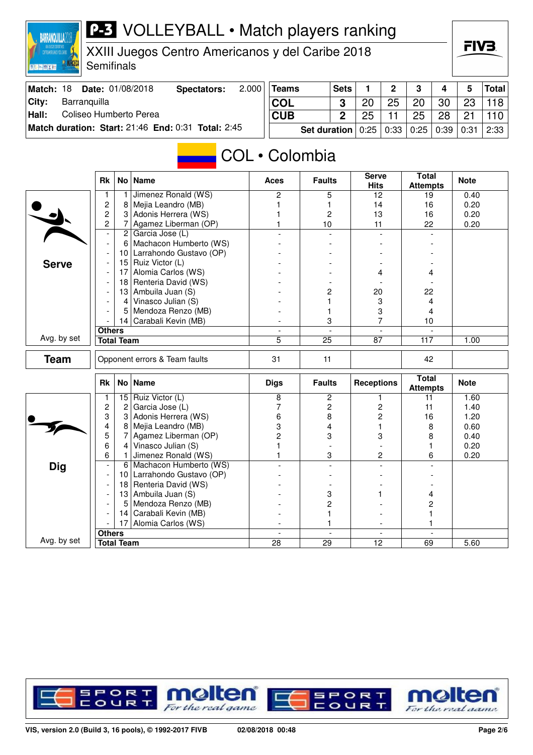# P-3 VOLLEYBALL • Match players ranking

XXIII Juegos Centro Americanos y del Caribe 2018
Semifinals

| Match: 18 | Date: 01/08/2018 | Spectators: 2.000 |
|---|---|---|
| City: | Barranquilla | |
| Hall: | Coliseo Humberto Perea | |
| Match duration: Start: 21:46 | End: 0:31 | Total: 2:45 |

| Teams | Sets | 1 | 2 | 3 | 4 | 5 | Total |
|---|---|---|---|---|---|---|---|
| COL | 3 | 20 | 25 | 20 | 30 | 23 | 118 |
| CUB | 2 | 25 | 11 | 25 | 28 | 21 | 110 |
| Set duration | | 0:25 | 0:33 | 0:25 | 0:39 | 0:31 | 2:33 |

## COL • Colombia

### Serve

| Rk | No | Name | Aces | Faults | Serve Hits | Total Attempts | Note |
|---|---|---|---|---|---|---|---|
| 1 | 1 | Jimenez Ronald (WS) | 2 | 5 | 12 | 19 | 0.40 |
| 2 | 8 | Mejia Leandro (MB) | 1 | 1 | 14 | 16 | 0.20 |
| 2 | 3 | Adonis Herrera (WS) | 1 | 2 | 13 | 16 | 0.20 |
| 2 | 7 | Agamez Liberman (OP) | 1 | 10 | 11 | 22 | 0.20 |
| - | 2 | Garcia Jose (L) | - | - | - | - | |
| - | 6 | Machacon Humberto (WS) | - | - | - | - | |
| - | 10 | Larrahondo Gustavo (OP) | - | - | - | - | |
| - | 15 | Ruiz Victor (L) | - | - | - | - | |
| - | 17 | Alomia Carlos (WS) | - | - | 4 | 4 | |
| - | 18 | Renteria David (WS) | - | - | - | - | |
| - | 13 | Ambuila Juan (S) | - | 2 | 20 | 22 | |
| - | 4 | Vinasco Julian (S) | - | 1 | 3 | 4 | |
| - | 5 | Mendoza Renzo (MB) | - | 1 | 3 | 4 | |
| - | 14 | Carabali Kevin (MB) | - | 3 | 7 | 10 | |
| Others | | | - | - | - | - | |
| Total Team | | | 5 | 25 | 87 | 117 | 1.00 |

Avg. by set

### Team

| | Aces | Faults | Serve Hits | Total Attempts | Note |
|---|---|---|---|---|---|
| Opponent errors & Team faults | 31 | 11 | | 42 | |

### Dig

| Rk | No | Name | Digs | Faults | Receptions | Total Attempts | Note |
|---|---|---|---|---|---|---|---|
| 1 | 15 | Ruiz Victor (L) | 8 | 2 | 1 | 11 | 1.60 |
| 2 | 2 | Garcia Jose (L) | 7 | 2 | 2 | 11 | 1.40 |
| 3 | 3 | Adonis Herrera (WS) | 6 | 8 | 2 | 16 | 1.20 |
| 4 | 8 | Mejia Leandro (MB) | 3 | 4 | 1 | 8 | 0.60 |
| 5 | 7 | Agamez Liberman (OP) | 2 | 3 | 3 | 8 | 0.40 |
| 6 | 4 | Vinasco Julian (S) | 1 | - | - | 1 | 0.20 |
| 6 | 1 | Jimenez Ronald (WS) | 1 | 3 | 2 | 6 | 0.20 |
| - | 6 | Machacon Humberto (WS) | - | - | - | - | |
| - | 10 | Larrahondo Gustavo (OP) | - | - | - | - | |
| - | 18 | Renteria David (WS) | - | - | - | - | |
| - | 13 | Ambuila Juan (S) | - | 3 | 1 | 4 | |
| - | 5 | Mendoza Renzo (MB) | - | 2 | - | 2 | |
| - | 14 | Carabali Kevin (MB) | - | 1 | - | 1 | |
| - | 17 | Alomia Carlos (WS) | - | 1 | - | 1 | |
| Others | | | - | - | - | - | |
| Total Team | | | 28 | 29 | 12 | 69 | 5.60 |

Avg. by set

VIS, version 2.0 (Build 3, 16 pools), © 1992-2017 FIVB 02/08/2018 00:48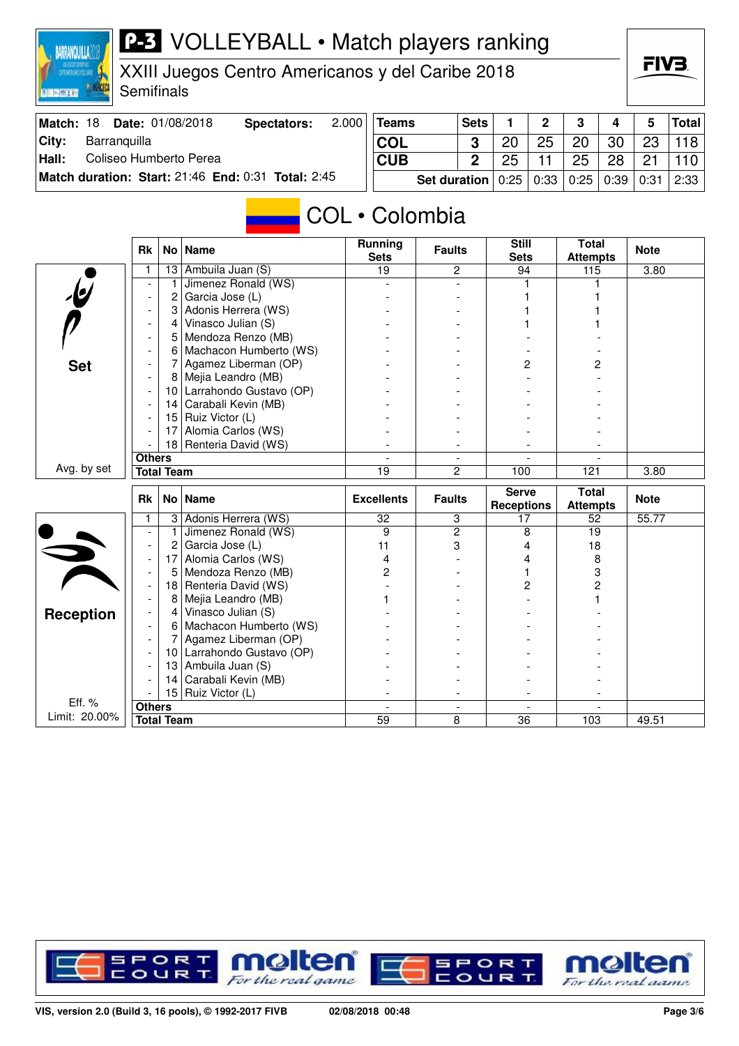# P-3 VOLLEYBALL • Match players ranking

XXIII Juegos Centro Americanos y del Caribe 2018
Semifinals

| Match: 18 | Date: 01/08/2018 | Spectators: | 2.000 |
|---|---|---|---|
| City: | Barranquilla | | |
| Hall: | Coliseo Humberto Perea | | |
| Match duration: | Start: 21:46 | End: 0:31 | Total: 2:45 |

| Teams | Sets | 1 | 2 | 3 | 4 | 5 | Total |
|---|---|---|---|---|---|---|---|
| COL | 3 | 20 | 25 | 20 | 30 | 23 | 118 |
| CUB | 2 | 25 | 11 | 25 | 28 | 21 | 110 |
| Set duration | | 0:25 | 0:33 | 0:25 | 0:39 | 0:31 | 2:33 |

## COL • Colombia

### Set

| Rk | No | Name | Running Sets | Faults | Still Sets | Total Attempts | Note |
|---|---|---|---|---|---|---|---|
| 1 | 13 | Ambuila Juan (S) | 19 | 2 | 94 | 115 | 3.80 |
| - | 1 | Jimenez Ronald (WS) | - | - | 1 | 1 | |
| - | 2 | Garcia Jose (L) | - | - | 1 | 1 | |
| - | 3 | Adonis Herrera (WS) | - | - | 1 | 1 | |
| - | 4 | Vinasco Julian (S) | - | - | 1 | 1 | |
| - | 5 | Mendoza Renzo (MB) | - | - | - | - | |
| - | 6 | Machacon Humberto (WS) | - | - | - | - | |
| - | 7 | Agamez Liberman (OP) | - | - | 2 | 2 | |
| - | 8 | Mejia Leandro (MB) | - | - | - | - | |
| - | 10 | Larrahondo Gustavo (OP) | - | - | - | - | |
| - | 14 | Carabali Kevin (MB) | - | - | - | - | |
| - | 15 | Ruiz Victor (L) | - | - | - | - | |
| - | 17 | Alomia Carlos (WS) | - | - | - | - | |
| - | 18 | Renteria David (WS) | - | - | - | - | |
| Others | | | - | - | - | - | |
| Total Team | | | 19 | 2 | 100 | 121 | 3.80 |

Avg. by set

### Reception

| Rk | No | Name | Excellents | Faults | Serve Receptions | Total Attempts | Note |
|---|---|---|---|---|---|---|---|
| 1 | 3 | Adonis Herrera (WS) | 32 | 3 | 17 | 52 | 55.77 |
| - | 1 | Jimenez Ronald (WS) | 9 | 2 | 8 | 19 | |
| - | 2 | Garcia Jose (L) | 11 | 3 | 4 | 18 | |
| - | 17 | Alomia Carlos (WS) | 4 | - | 4 | 8 | |
| - | 5 | Mendoza Renzo (MB) | 2 | - | 1 | 3 | |
| - | 18 | Renteria David (WS) | - | - | 2 | 2 | |
| - | 8 | Mejia Leandro (MB) | 1 | - | - | 1 | |
| - | 4 | Vinasco Julian (S) | - | - | - | - | |
| - | 6 | Machacon Humberto (WS) | - | - | - | - | |
| - | 7 | Agamez Liberman (OP) | - | - | - | - | |
| - | 10 | Larrahondo Gustavo (OP) | - | - | - | - | |
| - | 13 | Ambuila Juan (S) | - | - | - | - | |
| - | 14 | Carabali Kevin (MB) | - | - | - | - | |
| - | 15 | Ruiz Victor (L) | - | - | - | - | |
| Others | | | - | - | - | - | |
| Total Team | | | 59 | 8 | 36 | 103 | 49.51 |

Eff. %
Limit: 20.00%

VIS, version 2.0 (Build 3, 16 pools), © 1992-2017 FIVB 02/08/2018 00:48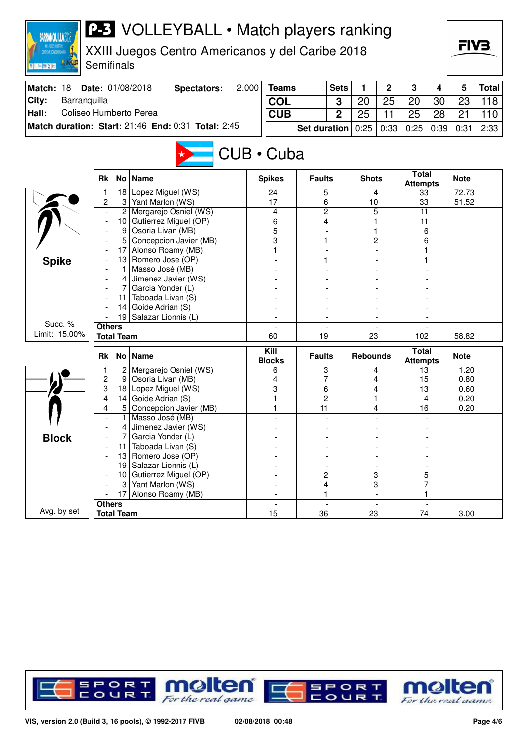# P-3 VOLLEYBALL • Match players ranking

XXIII Juegos Centro Americanos y del Caribe 2018
Semifinals

| | | | | |
|---|---|---|---|---|
| **Match:** 18 | **Date:** 01/08/2018 | **Spectators:** | 2.000 | |
| **City:** | Barranquilla | | | |
| **Hall:** | Coliseo Humberto Perea | | | |
| **Match duration:** | **Start:** 21:46 | **End:** 0:31 | **Total:** 2:45 | |

| Teams | Sets | 1 | 2 | 3 | 4 | 5 | Total |
|---|---|---|---|---|---|---|---|
| COL | 3 | 20 | 25 | 20 | 30 | 23 | 118 |
| CUB | 2 | 25 | 11 | 25 | 28 | 21 | 110 |
| **Set duration** | | 0:25 | 0:33 | 0:25 | 0:39 | 0:31 | 2:33 |

## CUB • Cuba

### Spike

Succ. % Limit: 15.00%

| Rk | No | Name | Spikes | Faults | Shots | Total Attempts | Note |
|---|---|---|---|---|---|---|---|
| 1 | 18 | Lopez Miguel (WS) | 24 | 5 | 4 | 33 | 72.73 |
| 2 | 3 | Yant Marlon (WS) | 17 | 6 | 10 | 33 | 51.52 |
| - | 2 | Mergarejo Osniel (WS) | 4 | 2 | 5 | 11 | |
| - | 10 | Gutierrez Miguel (OP) | 6 | 4 | 1 | 11 | |
| - | 9 | Osoria Livan (MB) | 5 | - | 1 | 6 | |
| - | 5 | Concepcion Javier (MB) | 3 | 1 | 2 | 6 | |
| - | 17 | Alonso Roamy (MB) | 1 | - | - | 1 | |
| - | 13 | Romero Jose (OP) | - | 1 | - | 1 | |
| - | 1 | Masso José (MB) | - | - | - | - | |
| - | 4 | Jimenez Javier (WS) | - | - | - | - | |
| - | 7 | Garcia Yonder (L) | - | - | - | - | |
| - | 11 | Taboada Livan (S) | - | - | - | - | |
| - | 14 | Goide Adrian (S) | - | - | - | - | |
| - | 19 | Salazar Lionnis (L) | - | - | - | - | |
| **Others** | | | - | - | - | - | |
| **Total Team** | | | 60 | 19 | 23 | 102 | 58.82 |

### Block

Avg. by set

| Rk | No | Name | Kill Blocks | Faults | Rebounds | Total Attempts | Note |
|---|---|---|---|---|---|---|---|
| 1 | 2 | Mergarejo Osniel (WS) | 6 | 3 | 4 | 13 | 1.20 |
| 2 | 9 | Osoria Livan (MB) | 4 | 7 | 4 | 15 | 0.80 |
| 3 | 18 | Lopez Miguel (WS) | 3 | 6 | 4 | 13 | 0.60 |
| 4 | 14 | Goide Adrian (S) | 1 | 2 | 1 | 4 | 0.20 |
| 4 | 5 | Concepcion Javier (MB) | 1 | 11 | 4 | 16 | 0.20 |
| - | 1 | Masso José (MB) | - | - | - | - | |
| - | 4 | Jimenez Javier (WS) | - | - | - | - | |
| - | 7 | Garcia Yonder (L) | - | - | - | - | |
| - | 11 | Taboada Livan (S) | - | - | - | - | |
| - | 13 | Romero Jose (OP) | - | - | - | - | |
| - | 19 | Salazar Lionnis (L) | - | - | - | - | |
| - | 10 | Gutierrez Miguel (OP) | - | 2 | 3 | 5 | |
| - | 3 | Yant Marlon (WS) | - | 4 | 3 | 7 | |
| - | 17 | Alonso Roamy (MB) | - | 1 | - | 1 | |
| **Others** | | | - | - | - | - | |
| **Total Team** | | | 15 | 36 | 23 | 74 | 3.00 |

VIS, version 2.0 (Build 3, 16 pools), © 1992-2017 FIVB — 02/08/2018 00:48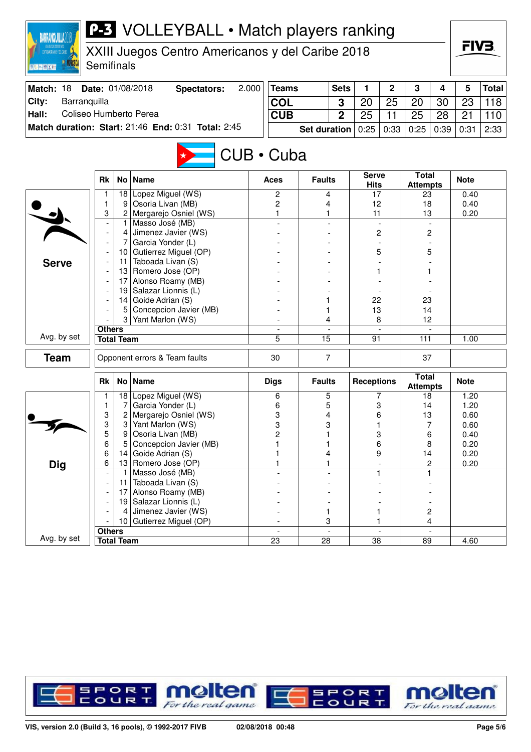# P-3 VOLLEYBALL • Match players ranking

XXIII Juegos Centro Americanos y del Caribe 2018
Semifinals

| Match: 18 | Date: 01/08/2018 | Spectators: | 2.000 |
|---|---|---|---|
| City: | Barranquilla | | |
| Hall: | Coliseo Humberto Perea | | |
| Match duration: | Start: 21:46 | End: 0:31 | Total: 2:45 |

| Teams | Sets | 1 | 2 | 3 | 4 | 5 | Total |
|---|---|---|---|---|---|---|---|
| COL | 3 | 20 | 25 | 20 | 30 | 23 | 118 |
| CUB | 2 | 25 | 11 | 25 | 28 | 21 | 110 |
| Set duration | | 0:25 | 0:33 | 0:25 | 0:39 | 0:31 | 2:33 |

## CUB • Cuba

### Serve

| Rk | No | Name | Aces | Faults | Serve Hits | Total Attempts | Note |
|---|---|---|---|---|---|---|---|
| 1 | 18 | Lopez Miguel (WS) | 2 | 4 | 17 | 23 | 0.40 |
| 1 | 9 | Osoria Livan (MB) | 2 | 4 | 12 | 18 | 0.40 |
| 3 | 2 | Mergarejo Osniel (WS) | 1 | 1 | 11 | 13 | 0.20 |
| - | 1 | Masso José (MB) | - | - | - | - | |
| - | 4 | Jimenez Javier (WS) | - | - | 2 | 2 | |
| - | 7 | Garcia Yonder (L) | - | - | - | - | |
| - | 10 | Gutierrez Miguel (OP) | - | - | 5 | 5 | |
| - | 11 | Taboada Livan (S) | - | - | - | - | |
| - | 13 | Romero Jose (OP) | - | - | 1 | 1 | |
| - | 17 | Alonso Roamy (MB) | - | - | - | - | |
| - | 19 | Salazar Lionnis (L) | - | - | - | - | |
| - | 14 | Goide Adrian (S) | - | 1 | 22 | 23 | |
| - | 5 | Concepcion Javier (MB) | - | 1 | 13 | 14 | |
| - | 3 | Yant Marlon (WS) | - | 4 | 8 | 12 | |
| Others | | | - | - | - | - | |
| Total Team | | | 5 | 15 | 91 | 111 | 1.00 |

Avg. by set

| Team | Opponent errors & Team faults | 30 | 7 | | 37 | |
|---|---|---|---|---|---|---|

### Dig

| Rk | No | Name | Digs | Faults | Receptions | Total Attempts | Note |
|---|---|---|---|---|---|---|---|
| 1 | 18 | Lopez Miguel (WS) | 6 | 5 | 7 | 18 | 1.20 |
| 1 | 7 | Garcia Yonder (L) | 6 | 5 | 3 | 14 | 1.20 |
| 3 | 2 | Mergarejo Osniel (WS) | 3 | 4 | 6 | 13 | 0.60 |
| 3 | 3 | Yant Marlon (WS) | 3 | 3 | 1 | 7 | 0.60 |
| 5 | 9 | Osoria Livan (MB) | 2 | 1 | 3 | 6 | 0.40 |
| 6 | 5 | Concepcion Javier (MB) | 1 | 1 | 6 | 8 | 0.20 |
| 6 | 14 | Goide Adrian (S) | 1 | 4 | 9 | 14 | 0.20 |
| 6 | 13 | Romero Jose (OP) | 1 | 1 | - | 2 | 0.20 |
| - | 1 | Masso José (MB) | - | - | 1 | 1 | |
| - | 11 | Taboada Livan (S) | - | - | - | - | |
| - | 17 | Alonso Roamy (MB) | - | - | - | - | |
| - | 19 | Salazar Lionnis (L) | - | - | - | - | |
| - | 4 | Jimenez Javier (WS) | - | 1 | 1 | 2 | |
| - | 10 | Gutierrez Miguel (OP) | - | 3 | 1 | 4 | |
| Others | | | - | - | - | - | |
| Total Team | | | 23 | 28 | 38 | 89 | 4.60 |

Avg. by set

VIS, version 2.0 (Build 3, 16 pools), © 1992-2017 FIVB 02/08/2018 00:48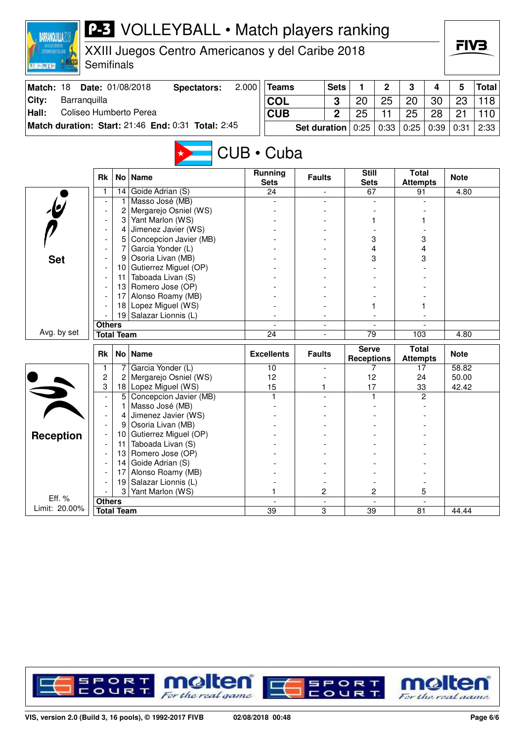# P-3 VOLLEYBALL • Match players ranking

XXIII Juegos Centro Americanos y del Caribe 2018
Semifinals

| | | | |
|---|---|---|---|
| **Match:** 18 | **Date:** 01/08/2018 | **Spectators:** | 2.000 |
| **City:** | Barranquilla | | |
| **Hall:** | Coliseo Humberto Perea | | |
| **Match duration:** | **Start:** 21:46 | **End:** 0:31 | **Total:** 2:45 |

| Teams | Sets | 1 | 2 | 3 | 4 | 5 | Total |
|---|---|---|---|---|---|---|---|
| COL | 3 | 20 | 25 | 20 | 30 | 23 | 118 |
| CUB | 2 | 25 | 11 | 25 | 28 | 21 | 110 |
| Set duration | | 0:25 | 0:33 | 0:25 | 0:39 | 0:31 | 2:33 |

## CUB • Cuba

### Set

| Rk | No | Name | Running Sets | Faults | Still Sets | Total Attempts | Note |
|---|---|---|---|---|---|---|---|
| 1 | 14 | Goide Adrian (S) | 24 | - | 67 | 91 | 4.80 |
| - | 1 | Masso José (MB) | - | - | - | - | |
| - | 2 | Mergarejo Osniel (WS) | - | - | - | - | |
| - | 3 | Yant Marlon (WS) | - | - | 1 | 1 | |
| - | 4 | Jimenez Javier (WS) | - | - | - | - | |
| - | 5 | Concepcion Javier (MB) | - | - | 3 | 3 | |
| - | 7 | Garcia Yonder (L) | - | - | 4 | 4 | |
| - | 9 | Osoria Livan (MB) | - | - | 3 | 3 | |
| - | 10 | Gutierrez Miguel (OP) | - | - | - | - | |
| - | 11 | Taboada Livan (S) | - | - | - | - | |
| - | 13 | Romero Jose (OP) | - | - | - | - | |
| - | 17 | Alonso Roamy (MB) | - | - | - | - | |
| - | 18 | Lopez Miguel (WS) | - | - | 1 | 1 | |
| - | 19 | Salazar Lionnis (L) | - | - | - | - | |
| **Others** | | | - | - | - | - | |
| **Total Team** | | | 24 | - | 79 | 103 | 4.80 |

Avg. by set

### Reception

| Rk | No | Name | Excellents | Faults | Serve Receptions | Total Attempts | Note |
|---|---|---|---|---|---|---|---|
| 1 | 7 | Garcia Yonder (L) | 10 | - | 7 | 17 | 58.82 |
| 2 | 2 | Mergarejo Osniel (WS) | 12 | - | 12 | 24 | 50.00 |
| 3 | 18 | Lopez Miguel (WS) | 15 | 1 | 17 | 33 | 42.42 |
| - | 5 | Concepcion Javier (MB) | 1 | - | 1 | 2 | |
| - | 1 | Masso José (MB) | - | - | - | - | |
| - | 4 | Jimenez Javier (WS) | - | - | - | - | |
| - | 9 | Osoria Livan (MB) | - | - | - | - | |
| - | 10 | Gutierrez Miguel (OP) | - | - | - | - | |
| - | 11 | Taboada Livan (S) | - | - | - | - | |
| - | 13 | Romero Jose (OP) | - | - | - | - | |
| - | 14 | Goide Adrian (S) | - | - | - | - | |
| - | 17 | Alonso Roamy (MB) | - | - | - | - | |
| - | 19 | Salazar Lionnis (L) | - | - | - | - | |
| - | 3 | Yant Marlon (WS) | 1 | 2 | 2 | 5 | |
| **Others** | | | - | - | - | - | |
| **Total Team** | | | 39 | 3 | 39 | 81 | 44.44 |

Eff. %
Limit: 20.00%

VIS, version 2.0 (Build 3, 16 pools), © 1992-2017 FIVB 02/08/2018 00:48